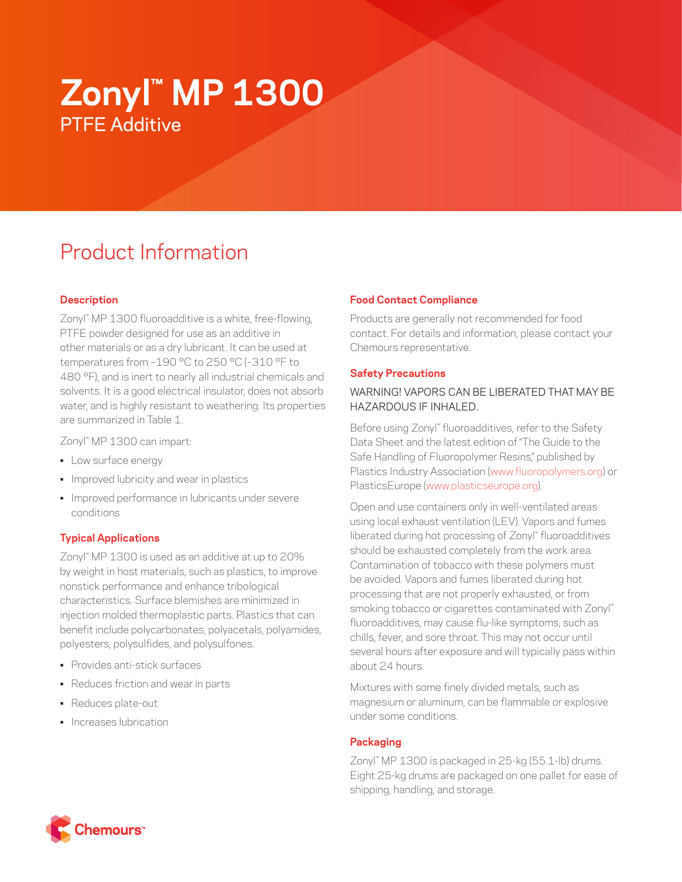# Zonyl™ MP 1300

## PTFE Additive

## Product Information

### Description

Zonyl™ MP 1300 fluoroadditive is a white, free-flowing, PTFE powder designed for use as an additive in other materials or as a dry lubricant. It can be used at temperatures from –190 °C to 250 °C (–310 °F to 480 °F), and is inert to nearly all industrial chemicals and solvents. It is a good electrical insulator, does not absorb water, and is highly resistant to weathering. Its properties are summarized in Table 1.

Zonyl™ MP 1300 can impart:

- Low surface energy
- Improved lubricity and wear in plastics
- Improved performance in lubricants under severe conditions

### Typical Applications

Zonyl™ MP 1300 is used as an additive at up to 20% by weight in host materials, such as plastics, to improve nonstick performance and enhance tribological characteristics. Surface blemishes are minimized in injection molded thermoplastic parts. Plastics that can benefit include polycarbonates, polyacetals, polyamides, polyesters, polysulfides, and polysulfones.

- Provides anti-stick surfaces
- Reduces friction and wear in parts
- Reduces plate-out
- Increases lubrication

### Food Contact Compliance

Products are generally not recommended for food contact. For details and information, please contact your Chemours representative.

### Safety Precautions

WARNING! VAPORS CAN BE LIBERATED THAT MAY BE HAZARDOUS IF INHALED.

Before using Zonyl™ fluoroadditives, refer to the Safety Data Sheet and the latest edition of "The Guide to the Safe Handling of Fluoropolymer Resins," published by Plastics Industry Association (www.fluoropolymers.org) or PlasticsEurope (www.plasticseurope.org).

Open and use containers only in well-ventilated areas using local exhaust ventilation (LEV). Vapors and fumes liberated during hot processing of Zonyl™ fluoroadditives should be exhausted completely from the work area. Contamination of tobacco with these polymers must be avoided. Vapors and fumes liberated during hot processing that are not properly exhausted, or from smoking tobacco or cigarettes contaminated with Zonyl™ fluoroadditives, may cause flu-like symptoms, such as chills, fever, and sore throat. This may not occur until several hours after exposure and will typically pass within about 24 hours.

Mixtures with some finely divided metals, such as magnesium or aluminum, can be flammable or explosive under some conditions.

### Packaging

Zonyl™ MP 1300 is packaged in 25-kg (55.1-lb) drums. Eight 25-kg drums are packaged on one pallet for ease of shipping, handling, and storage.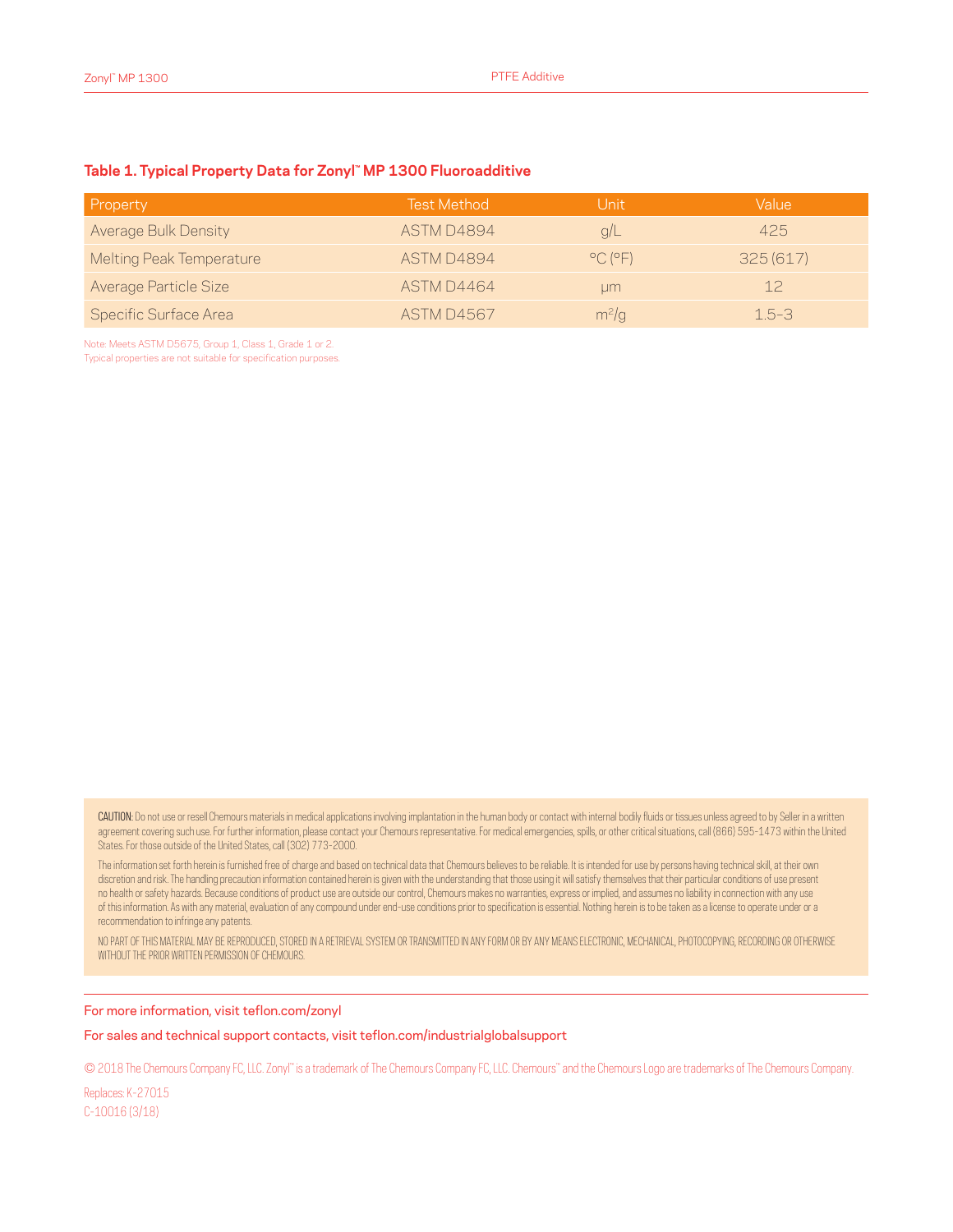### Table 1. Typical Property Data for Zonyl™ MP 1300 Fluoroadditive

| Property | Test Method | Unit | Value |
|---|---|---|---|
| Average Bulk Density | ASTM D4894 | g/L | 425 |
| Melting Peak Temperature | ASTM D4894 | °C (°F) | 325 (617) |
| Average Particle Size | ASTM D4464 | μm | 12 |
| Specific Surface Area | ASTM D4567 | $m^2/g$ | 1.5–3 |

Note: Meets ASTM D5675, Group 1, Class 1, Grade 1 or 2.
Typical properties are not suitable for specification purposes.

**CAUTION:** Do not use or resell Chemours materials in medical applications involving implantation in the human body or contact with internal bodily fluids or tissues unless agreed to by Seller in a written agreement covering such use. For further information, please contact your Chemours representative. For medical emergencies, spills, or other critical situations, call (866) 595-1473 within the United States. For those outside of the United States, call (302) 773-2000.

The information set forth herein is furnished free of charge and based on technical data that Chemours believes to be reliable. It is intended for use by persons having technical skill, at their own discretion and risk. The handling precaution information contained herein is given with the understanding that those using it will satisfy themselves that their particular conditions of use present no health or safety hazards. Because conditions of product use are outside our control, Chemours makes no warranties, express or implied, and assumes no liability in connection with any use of this information. As with any material, evaluation of any compound under end-use conditions prior to specification is essential. Nothing herein is to be taken as a license to operate under or a recommendation to infringe any patents.

NO PART OF THIS MATERIAL MAY BE REPRODUCED, STORED IN A RETRIEVAL SYSTEM OR TRANSMITTED IN ANY FORM OR BY ANY MEANS ELECTRONIC, MECHANICAL, PHOTOCOPYING, RECORDING OR OTHERWISE WITHOUT THE PRIOR WRITTEN PERMISSION OF CHEMOURS.

For more information, visit teflon.com/zonyl

For sales and technical support contacts, visit teflon.com/industrialglobalsupport

© 2018 The Chemours Company FC, LLC. Zonyl™ is a trademark of The Chemours Company FC, LLC. Chemours™ and the Chemours Logo are trademarks of The Chemours Company.

Replaces: K-27015
C-10016 (3/18)